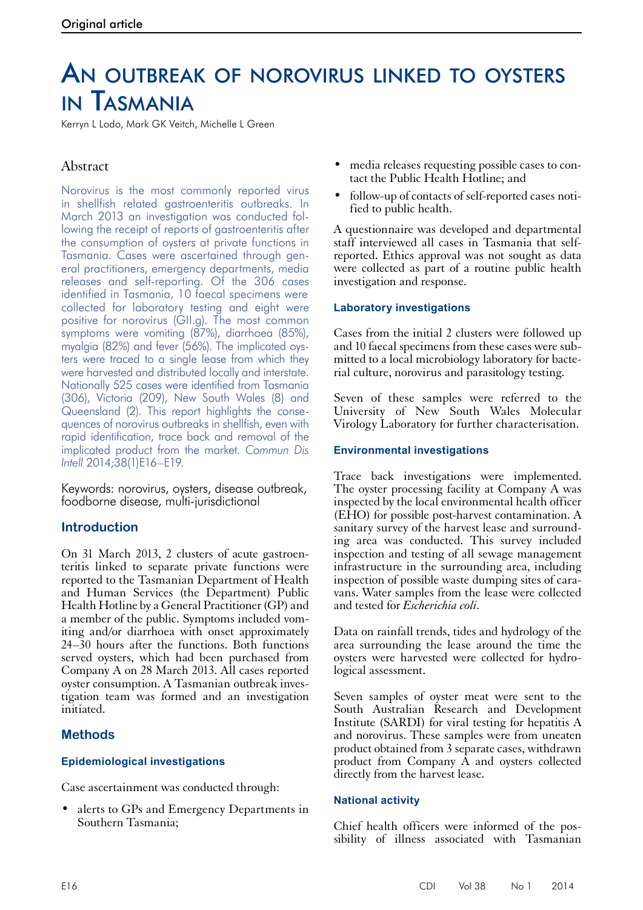Original article

# An outbreak of norovirus linked to oysters in Tasmania

Kerryn L Lodo, Mark GK Veitch, Michelle L Green

## Abstract

Norovirus is the most commonly reported virus in shellfish related gastroenteritis outbreaks. In March 2013 an investigation was conducted following the receipt of reports of gastroenteritis after the consumption of oysters at private functions in Tasmania. Cases were ascertained through general practitioners, emergency departments, media releases and self-reporting. Of the 306 cases identified in Tasmania, 10 faecal specimens were collected for laboratory testing and eight were positive for norovirus (GII.g). The most common symptoms were vomiting (87%), diarrhoea (85%), myalgia (82%) and fever (56%). The implicated oysters were traced to a single lease from which they were harvested and distributed locally and interstate. Nationally 525 cases were identified from Tasmania (306), Victoria (209), New South Wales (8) and Queensland (2). This report highlights the consequences of norovirus outbreaks in shellfish, even with rapid identification, trace back and removal of the implicated product from the market. *Commun Dis Intell* 2014;38(1)E16–E19.

Keywords: norovirus, oysters, disease outbreak, foodborne disease, multi-jurisdictional

## Introduction

On 31 March 2013, 2 clusters of acute gastroenteritis linked to separate private functions were reported to the Tasmanian Department of Health and Human Services (the Department) Public Health Hotline by a General Practitioner (GP) and a member of the public. Symptoms included vomiting and/or diarrhoea with onset approximately 24–30 hours after the functions. Both functions served oysters, which had been purchased from Company A on 28 March 2013. All cases reported oyster consumption. A Tasmanian outbreak investigation team was formed and an investigation initiated.

## Methods

### Epidemiological investigations

Case ascertainment was conducted through:

- alerts to GPs and Emergency Departments in Southern Tasmania;
- media releases requesting possible cases to contact the Public Health Hotline; and
- follow-up of contacts of self-reported cases notified to public health.

A questionnaire was developed and departmental staff interviewed all cases in Tasmania that self-reported. Ethics approval was not sought as data were collected as part of a routine public health investigation and response.

### Laboratory investigations

Cases from the initial 2 clusters were followed up and 10 faecal specimens from these cases were submitted to a local microbiology laboratory for bacterial culture, norovirus and parasitology testing.

Seven of these samples were referred to the University of New South Wales Molecular Virology Laboratory for further characterisation.

### Environmental investigations

Trace back investigations were implemented. The oyster processing facility at Company A was inspected by the local environmental health officer (EHO) for possible post-harvest contamination. A sanitary survey of the harvest lease and surrounding area was conducted. This survey included inspection and testing of all sewage management infrastructure in the surrounding area, including inspection of possible waste dumping sites of caravans. Water samples from the lease were collected and tested for *Escherichia coli*.

Data on rainfall trends, tides and hydrology of the area surrounding the lease around the time the oysters were harvested were collected for hydrological assessment.

Seven samples of oyster meat were sent to the South Australian Research and Development Institute (SARDI) for viral testing for hepatitis A and norovirus. These samples were from uneaten product obtained from 3 separate cases, withdrawn product from Company A and oysters collected directly from the harvest lease.

### National activity

Chief health officers were informed of the possibility of illness associated with Tasmanian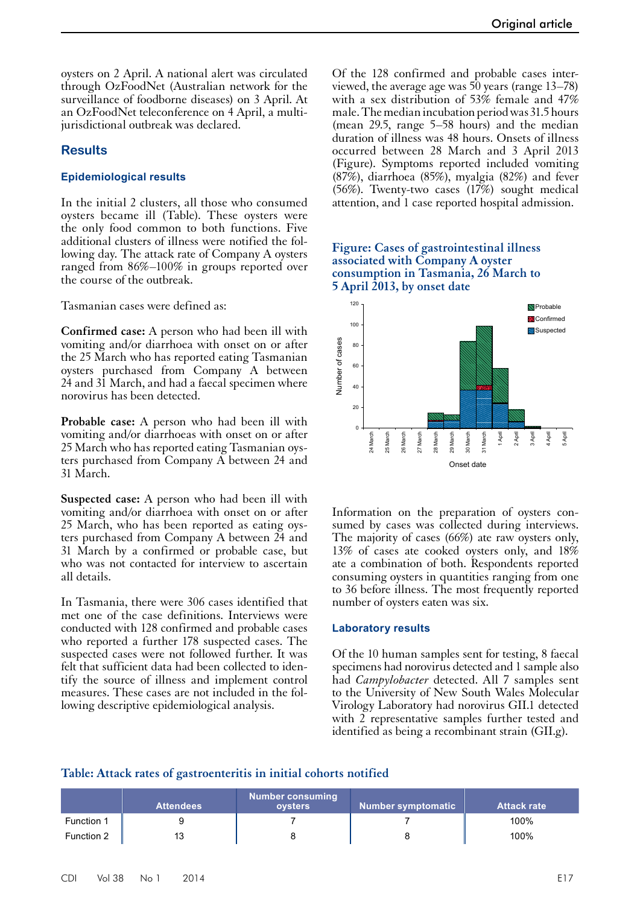oysters on 2 April. A national alert was circulated through OzFoodNet (Australian network for the surveillance of foodborne diseases) on 3 April. At an OzFoodNet teleconference on 4 April, a multi-jurisdictional outbreak was declared.

## Results

### Epidemiological results

In the initial 2 clusters, all those who consumed oysters became ill (Table). These oysters were the only food common to both functions. Five additional clusters of illness were notified the following day. The attack rate of Company A oysters ranged from 86%–100% in groups reported over the course of the outbreak.

Tasmanian cases were defined as:

**Confirmed case:** A person who had been ill with vomiting and/or diarrhoea with onset on or after the 25 March who has reported eating Tasmanian oysters purchased from Company A between 24 and 31 March, and had a faecal specimen where norovirus has been detected.

**Probable case:** A person who had been ill with vomiting and/or diarrhoeas with onset on or after 25 March who has reported eating Tasmanian oysters purchased from Company A between 24 and 31 March.

**Suspected case:** A person who had been ill with vomiting and/or diarrhoea with onset on or after 25 March, who has been reported as eating oysters purchased from Company A between 24 and 31 March by a confirmed or probable case, but who was not contacted for interview to ascertain all details.

In Tasmania, there were 306 cases identified that met one of the case definitions. Interviews were conducted with 128 confirmed and probable cases who reported a further 178 suspected cases. The suspected cases were not followed further. It was felt that sufficient data had been collected to identify the source of illness and implement control measures. These cases are not included in the following descriptive epidemiological analysis.

Of the 128 confirmed and probable cases interviewed, the average age was 50 years (range 13–78) with a sex distribution of 53% female and 47% male. The median incubation period was 31.5 hours (mean 29.5, range 5–58 hours) and the median duration of illness was 48 hours. Onsets of illness occurred between 28 March and 3 April 2013 (Figure). Symptoms reported included vomiting (87%), diarrhoea (85%), myalgia (82%) and fever (56%). Twenty-two cases (17%) sought medical attention, and 1 case reported hospital admission.

**Figure: Cases of gastrointestinal illness associated with Company A oyster consumption in Tasmania, 26 March to 5 April 2013, by onset date**

Information on the preparation of oysters consumed by cases was collected during interviews. The majority of cases (66%) ate raw oysters only, 13% of cases ate cooked oysters only, and 18% ate a combination of both. Respondents reported consuming oysters in quantities ranging from one to 36 before illness. The most frequently reported number of oysters eaten was six.

### Laboratory results

Of the 10 human samples sent for testing, 8 faecal specimens had norovirus detected and 1 sample also had *Campylobacter* detected. All 7 samples sent to the University of New South Wales Molecular Virology Laboratory had norovirus GII.1 detected with 2 representative samples further tested and identified as being a recombinant strain (GII.g).

**Table: Attack rates of gastroenteritis in initial cohorts notified**

| | Attendees | Number consuming oysters | Number symptomatic | Attack rate |
|---|---|---|---|---|
| Function 1 | 9 | 7 | 7 | 100% |
| Function 2 | 13 | 8 | 8 | 100% |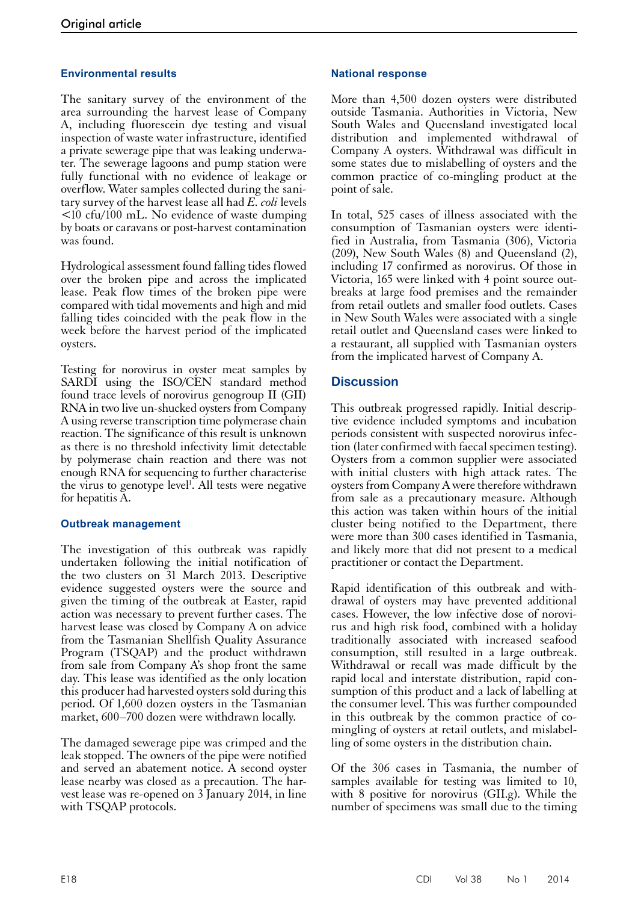### Environmental results

The sanitary survey of the environment of the area surrounding the harvest lease of Company A, including fluorescein dye testing and visual inspection of waste water infrastructure, identified a private sewerage pipe that was leaking underwater. The sewerage lagoons and pump station were fully functional with no evidence of leakage or overflow. Water samples collected during the sanitary survey of the harvest lease all had *E. coli* levels <10 cfu/100 mL. No evidence of waste dumping by boats or caravans or post-harvest contamination was found.

Hydrological assessment found falling tides flowed over the broken pipe and across the implicated lease. Peak flow times of the broken pipe were compared with tidal movements and high and mid falling tides coincided with the peak flow in the week before the harvest period of the implicated oysters.

Testing for norovirus in oyster meat samples by SARDI using the ISO/CEN standard method found trace levels of norovirus genogroup II (GII) RNA in two live un-shucked oysters from Company A using reverse transcription time polymerase chain reaction. The significance of this result is unknown as there is no threshold infectivity limit detectable by polymerase chain reaction and there was not enough RNA for sequencing to further characterise the virus to genotype level[1]. All tests were negative for hepatitis A.

### Outbreak management

The investigation of this outbreak was rapidly undertaken following the initial notification of the two clusters on 31 March 2013. Descriptive evidence suggested oysters were the source and given the timing of the outbreak at Easter, rapid action was necessary to prevent further cases. The harvest lease was closed by Company A on advice from the Tasmanian Shellfish Quality Assurance Program (TSQAP) and the product withdrawn from sale from Company A's shop front the same day. This lease was identified as the only location this producer had harvested oysters sold during this period. Of 1,600 dozen oysters in the Tasmanian market, 600–700 dozen were withdrawn locally.

The damaged sewerage pipe was crimped and the leak stopped. The owners of the pipe were notified and served an abatement notice. A second oyster lease nearby was closed as a precaution. The harvest lease was re-opened on 3 January 2014, in line with TSQAP protocols.

### National response

More than 4,500 dozen oysters were distributed outside Tasmania. Authorities in Victoria, New South Wales and Queensland investigated local distribution and implemented withdrawal of Company A oysters. Withdrawal was difficult in some states due to mislabelling of oysters and the common practice of co-mingling product at the point of sale.

In total, 525 cases of illness associated with the consumption of Tasmanian oysters were identified in Australia, from Tasmania (306), Victoria (209), New South Wales (8) and Queensland (2), including 17 confirmed as norovirus. Of those in Victoria, 165 were linked with 4 point source outbreaks at large food premises and the remainder from retail outlets and smaller food outlets. Cases in New South Wales were associated with a single retail outlet and Queensland cases were linked to a restaurant, all supplied with Tasmanian oysters from the implicated harvest of Company A.

## Discussion

This outbreak progressed rapidly. Initial descriptive evidence included symptoms and incubation periods consistent with suspected norovirus infection (later confirmed with faecal specimen testing). Oysters from a common supplier were associated with initial clusters with high attack rates. The oysters from Company A were therefore withdrawn from sale as a precautionary measure. Although this action was taken within hours of the initial cluster being notified to the Department, there were more than 300 cases identified in Tasmania, and likely more that did not present to a medical practitioner or contact the Department.

Rapid identification of this outbreak and withdrawal of oysters may have prevented additional cases. However, the low infective dose of norovirus and high risk food, combined with a holiday traditionally associated with increased seafood consumption, still resulted in a large outbreak. Withdrawal or recall was made difficult by the rapid local and interstate distribution, rapid consumption of this product and a lack of labelling at the consumer level. This was further compounded in this outbreak by the common practice of co-mingling of oysters at retail outlets, and mislabelling of some oysters in the distribution chain.

Of the 306 cases in Tasmania, the number of samples available for testing was limited to 10, with 8 positive for norovirus (GII.g). While the number of specimens was small due to the timing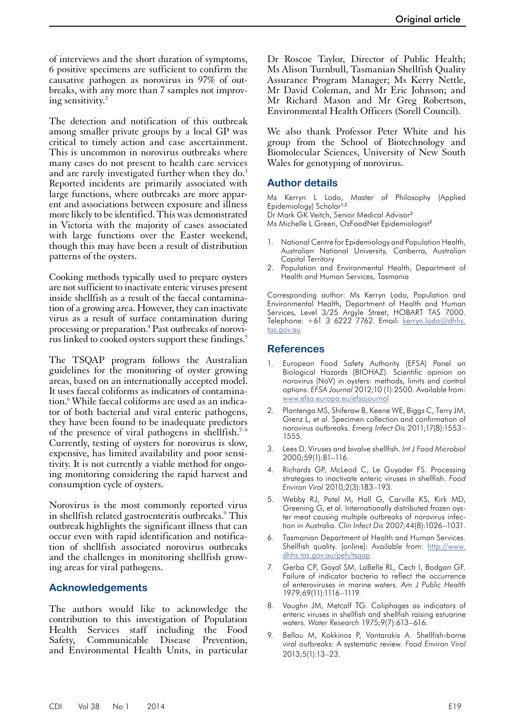of interviews and the short duration of symptoms, 6 positive specimens are sufficient to confirm the causative pathogen as norovirus in 97% of outbreaks, with any more than 7 samples not improving sensitivity.[2]

The detection and notification of this outbreak among smaller private groups by a local GP was critical to timely action and case ascertainment. This is uncommon in norovirus outbreaks where many cases do not present to health care services and are rarely investigated further when they do.[3] Reported incidents are primarily associated with large functions, where outbreaks are more apparent and associations between exposure and illness more likely to be identified. This was demonstrated in Victoria with the majority of cases associated with large functions over the Easter weekend, though this may have been a result of distribution patterns of the oysters.

Cooking methods typically used to prepare oysters are not sufficient to inactivate enteric viruses present inside shellfish as a result of the faecal contamination of a growing area. However, they can inactivate virus as a result of surface contamination during processing or preparation.[4] Past outbreaks of norovirus linked to cooked oysters support these findings.[5]

The TSQAP program follows the Australian guidelines for the monitoring of oyster growing areas, based on an internationally accepted model. It uses faecal coliforms as indicators of contamination.[6] While faecal coliforms are used as an indicator of both bacterial and viral enteric pathogens, they have been found to be inadequate predictors of the presence of viral pathogens in shellfish.[7–9] Currently, testing of oysters for norovirus is slow, expensive, has limited availability and poor sensitivity. It is not currently a viable method for ongoing monitoring considering the rapid harvest and consumption cycle of oysters.

Norovirus is the most commonly reported virus in shellfish related gastroenteritis outbreaks.[9] This outbreak highlights the significant illness that can occur even with rapid identification and notification of shellfish associated norovirus outbreaks and the challenges in monitoring shellfish growing areas for viral pathogens.

## Acknowledgements

The authors would like to acknowledge the contribution to this investigation of Population Health Services staff including the Food Safety, Communicable Disease Prevention, and Environmental Health Units, in particular Dr Roscoe Taylor, Director of Public Health; Ms Alison Turnbull, Tasmanian Shellfish Quality Assurance Program Manager; Ms Kerry Nettle, Mr David Coleman, and Mr Eric Johnson; and Mr Richard Mason and Mr Greg Robertson, Environmental Health Officers (Sorell Council).

We also thank Professor Peter White and his group from the School of Biotechnology and Biomolecular Sciences, University of New South Wales for genotyping of norovirus.

## Author details

Ms Kerryn L Lodo, Master of Philosophy (Applied Epidemiology) Scholar[1,2]
Dr Mark GK Veitch, Senior Medical Advisor[2]
Ms Michelle L Green, OzFoodNet Epidemiologist[2]

1. National Centre for Epidemiology and Population Health, Australian National University, Canberra, Australian Capital Territory
2. Population and Environmental Health, Department of Health and Human Services, Tasmania

Corresponding author: Ms Kerryn Lodo, Population and Environmental Health, Department of Health and Human Services, Level 3/25 Argyle Street, HOBART TAS 7000. Telephone: +61 3 6222 7762. Email: kerryn.lodo@dhhs.tas.gov.au

## References

1. European Food Safety Authority (EFSA) Panel on Biological Hazards (BIOHAZ). Scientific opinion on norovirus (NoV) in oysters: methods, limits and control options. *EFSA Journal* 2012;10 (1):2500. Available from: www.efsa.europa.eu/efsajournal
2. Plantenga MS, Shiferaw B, Keene WE, Biggs C, Terry JM, Grenz L, et al. Specimen collection and confirmation of norovirus outbreaks. *Emerg Infect Dis* 2011;17(8):1553–1555.
3. Lees D. Viruses and bivalve shellfish. *Int J Food Microbiol* 2000;59(1):81–116.
4. Richards GP, McLeod C, Le Guyader FS. Processing strategies to inactivate enteric viruses in shellfish. *Food Environ Virol* 2010;2(3):183–193.
5. Webby RJ, Patel M, Hall G, Carville KS, Kirk MD, Greening G, et al. Internationally distributed frozen oyster meat causing multiple outbreaks of norovirus infection in Australia. *Clin Infect Dis* 2007;44(8):1026–1031.
6. Tasmanian Department of Health and Human Services. Shellfish quality. [online]: Available from: http://www.dhhs.tas.gov.au/peh/tsqap
7. Gerba CP, Goyal SM, LaBelle RL, Cech I, Bodgan GF. Failure of indicator bacteria to reflect the occurrence of enteroviruses in marine waters. *Am J Public Health* 1979;69(11):1116–1119.
8. Vaughn JM, Metcalf TG. Coliphages as indicators of enteric viruses in shellfish and shellfish raising estuarine waters. *Water Research* 1975;9(7):613–616.
9. Bellou M, Kokkinos P, Vantarakis A. Shellfish-borne viral outbreaks: A systematic review. *Food Environ Virol* 2013;5(1):13–23.